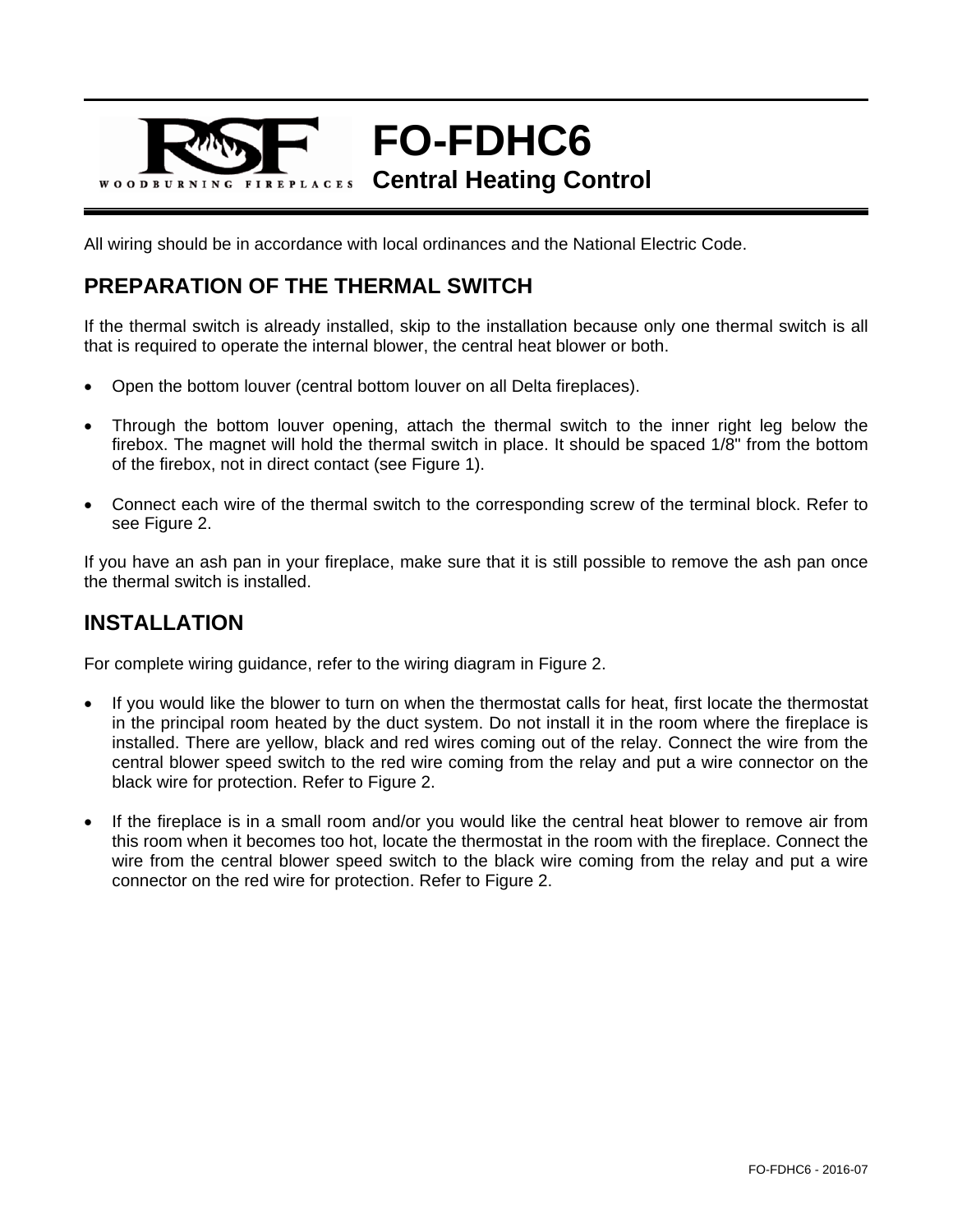# FO-FDHC6

## Central Heating Control

All wiring should be in accordance with local ordinances and the National Electric Code.

## PREPARATION OF THE THERMAL SWITCH

If the thermal switch is already installed, skip to the installation because only one thermal switch is all that is required to operate the internal blower, the central heat blower or both.

- Open the bottom louver (central bottom louver on all Delta fireplaces).
- Through the bottom louver opening, attach the thermal switch to the inner right leg below the firebox. The magnet will hold the thermal switch in place. It should be spaced 1/8" from the bottom of the firebox, not in direct contact (see Figure 1).
- Connect each wire of the thermal switch to the corresponding screw of the terminal block. Refer to see Figure 2.

If you have an ash pan in your fireplace, make sure that it is still possible to remove the ash pan once the thermal switch is installed.

## INSTALLATION

For complete wiring guidance, refer to the wiring diagram in Figure 2.

- If you would like the blower to turn on when the thermostat calls for heat, first locate the thermostat in the principal room heated by the duct system. Do not install it in the room where the fireplace is installed. There are yellow, black and red wires coming out of the relay. Connect the wire from the central blower speed switch to the red wire coming from the relay and put a wire connector on the black wire for protection. Refer to Figure 2.
- If the fireplace is in a small room and/or you would like the central heat blower to remove air from this room when it becomes too hot, locate the thermostat in the room with the fireplace. Connect the wire from the central blower speed switch to the black wire coming from the relay and put a wire connector on the red wire for protection. Refer to Figure 2.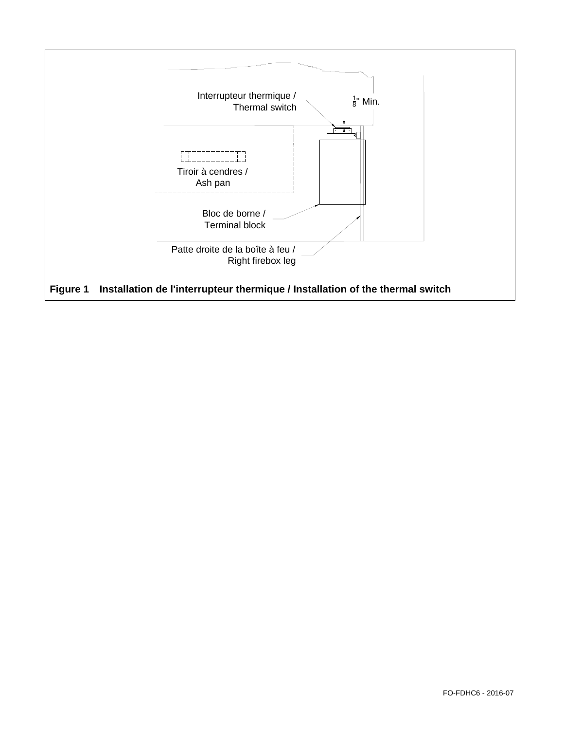Interrupteur thermique /
Thermal switch

$\frac{1}{8}$" Min.

Tiroir à cendres /
Ash pan

Bloc de borne /
Terminal block

Patte droite de la boîte à feu /
Right firebox leg

**Figure 1 Installation de l'interrupteur thermique / Installation of the thermal switch**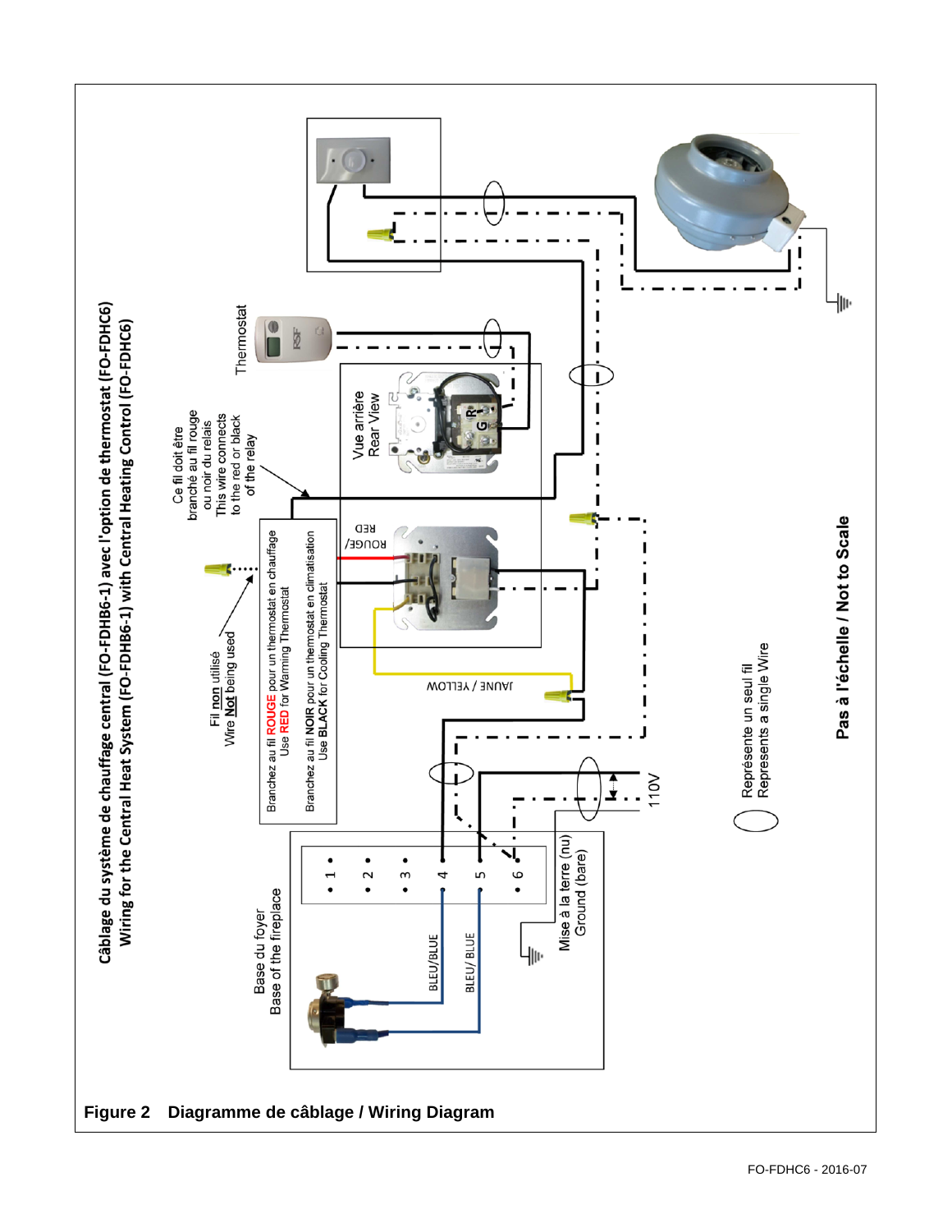# Câblage du système de chauffage central (FO-FDHB6-1) avec l'option de thermostat (FO-FDHC6)
## Wiring for the Central Heat System (FO-FDHB6-1) with Central Heating Control (FO-FDHC6)

Thermostat

Ce fil doit être branché au fil rouge ou noir du relais
This wire connects to the red or black of the relay

Vue arrière
Rear View

Fil **non** utilisé
Wire **Not** being used

Branchez au fil **ROUGE** pour un thermostat en chauffage
Use **RED** for Warming Thermostat

Branchez au fil **NOIR** pour un thermostat en climatisation
Use **BLACK** for Cooling Thermostat

ROUGE/ RED

JAUNE / YELLOW

Base du foyer
Base of the fireplace

BLEU/BLUE

BLEU/ BLUE

• 1 • 2 • 3 • 4 • 5 • 6

Mise à la terre (nu)
Ground (bare)

110V

Représente un seul fil
Represents a single Wire

**Pas à l'échelle / Not to Scale**

**Figure 2 Diagramme de câblage / Wiring Diagram**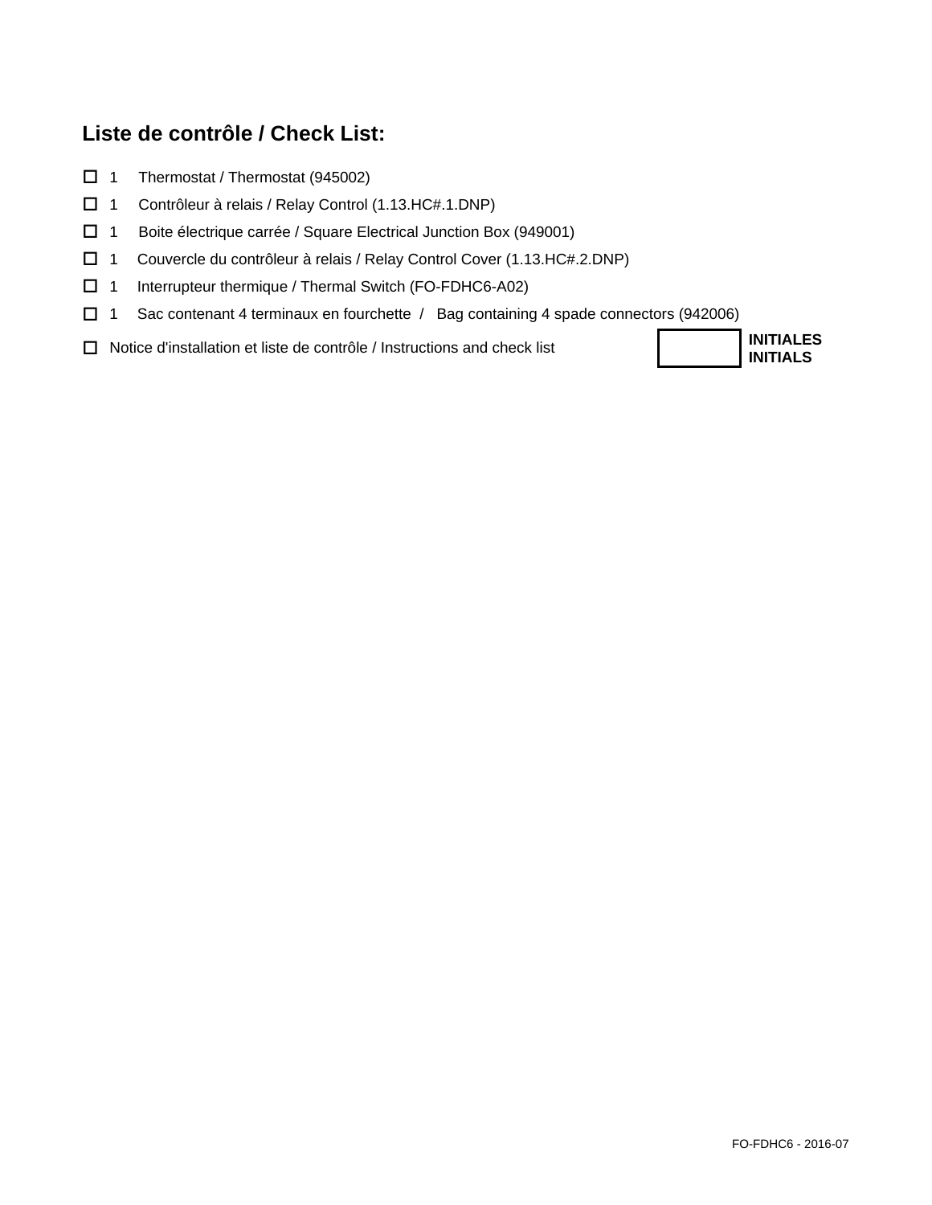## Liste de contrôle / Check List:

- ☐ 1 Thermostat / Thermostat (945002)
- ☐ 1 Contrôleur à relais / Relay Control (1.13.HC#.1.DNP)
- ☐ 1 Boite électrique carrée / Square Electrical Junction Box (949001)
- ☐ 1 Couvercle du contrôleur à relais / Relay Control Cover (1.13.HC#.2.DNP)
- ☐ 1 Interrupteur thermique / Thermal Switch (FO-FDHC6-A02)
- ☐ 1 Sac contenant 4 terminaux en fourchette / Bag containing 4 spade connectors (942006)
- ☐ Notice d'installation et liste de contrôle / Instructions and check list

**INITIALES**
**INITIALS**

FO-FDHC6 - 2016-07